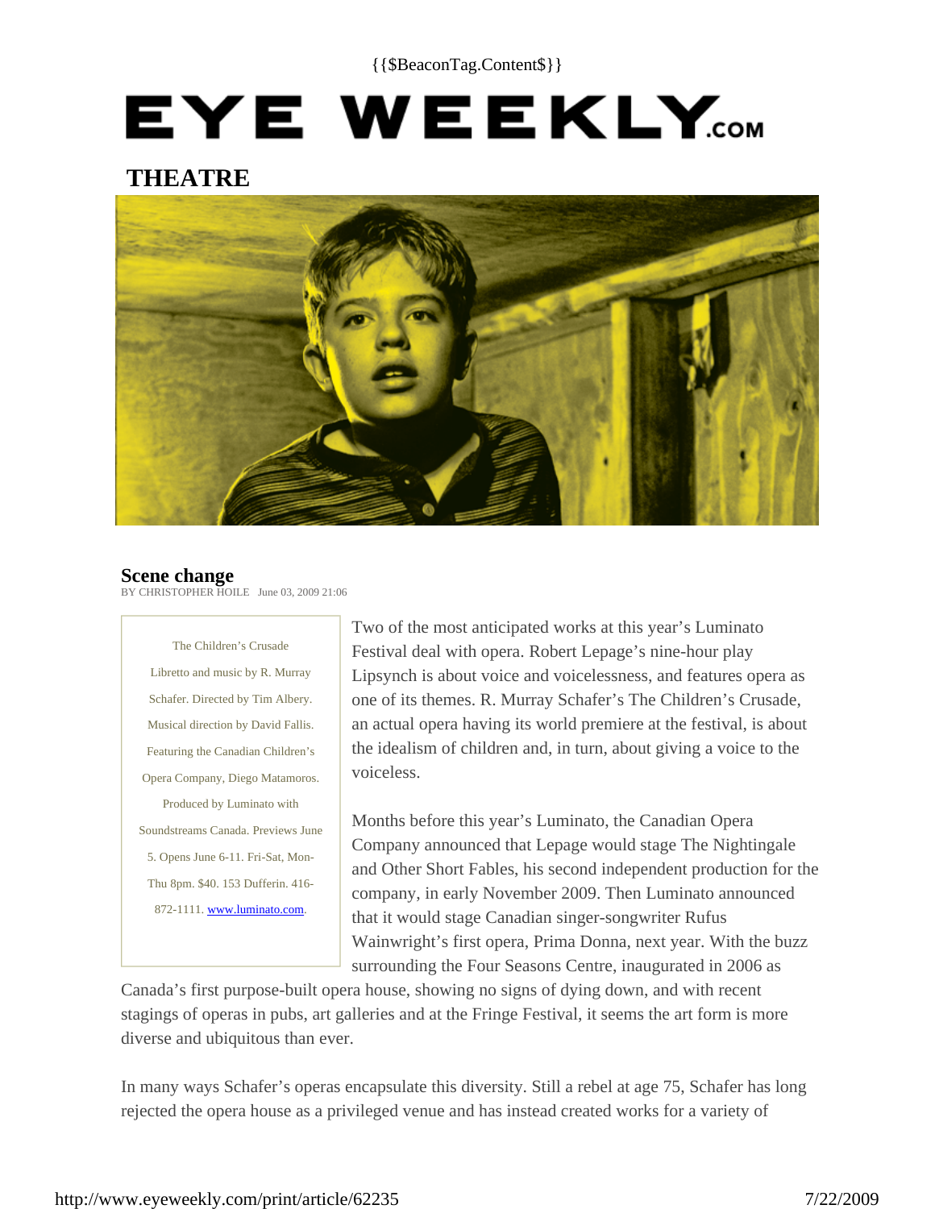{{$BeaconTag.Content$}}

# EYE WEEKLY.com

## THEATRE

### Scene change

BY CHRISTOPHER HOILE June 03, 2009 21:06

The Children's Crusade
Libretto and music by R. Murray Schafer. Directed by Tim Albery. Musical direction by David Fallis. Featuring the Canadian Children's Opera Company, Diego Matamoros. Produced by Luminato with Soundstreams Canada. Previews June 5. Opens June 6-11. Fri-Sat, Mon-Thu 8pm. $40. 153 Dufferin. 416-872-1111. www.luminato.com.

Two of the most anticipated works at this year's Luminato Festival deal with opera. Robert Lepage's nine-hour play Lipsynch is about voice and voicelessness, and features opera as one of its themes. R. Murray Schafer's The Children's Crusade, an actual opera having its world premiere at the festival, is about the idealism of children and, in turn, about giving a voice to the voiceless.

Months before this year's Luminato, the Canadian Opera Company announced that Lepage would stage The Nightingale and Other Short Fables, his second independent production for the company, in early November 2009. Then Luminato announced that it would stage Canadian singer-songwriter Rufus Wainwright's first opera, Prima Donna, next year. With the buzz surrounding the Four Seasons Centre, inaugurated in 2006 as Canada's first purpose-built opera house, showing no signs of dying down, and with recent stagings of operas in pubs, art galleries and at the Fringe Festival, it seems the art form is more diverse and ubiquitous than ever.

In many ways Schafer's operas encapsulate this diversity. Still a rebel at age 75, Schafer has long rejected the opera house as a privileged venue and has instead created works for a variety of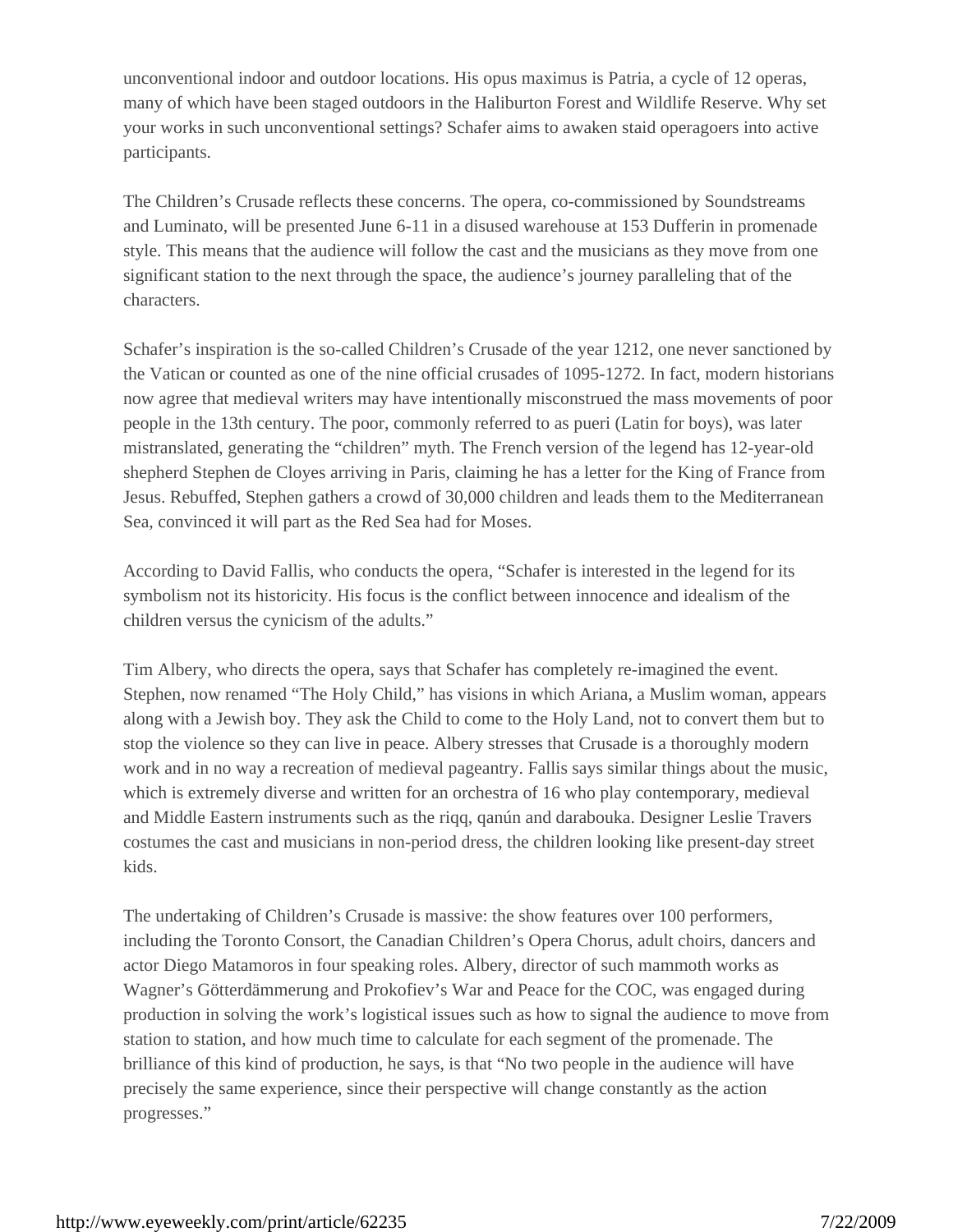unconventional indoor and outdoor locations. His opus maximus is Patria, a cycle of 12 operas, many of which have been staged outdoors in the Haliburton Forest and Wildlife Reserve. Why set your works in such unconventional settings? Schafer aims to awaken staid operagoers into active participants.

The Children's Crusade reflects these concerns. The opera, co-commissioned by Soundstreams and Luminato, will be presented June 6-11 in a disused warehouse at 153 Dufferin in promenade style. This means that the audience will follow the cast and the musicians as they move from one significant station to the next through the space, the audience's journey paralleling that of the characters.

Schafer's inspiration is the so-called Children's Crusade of the year 1212, one never sanctioned by the Vatican or counted as one of the nine official crusades of 1095-1272. In fact, modern historians now agree that medieval writers may have intentionally misconstrued the mass movements of poor people in the 13th century. The poor, commonly referred to as pueri (Latin for boys), was later mistranslated, generating the "children" myth. The French version of the legend has 12-year-old shepherd Stephen de Cloyes arriving in Paris, claiming he has a letter for the King of France from Jesus. Rebuffed, Stephen gathers a crowd of 30,000 children and leads them to the Mediterranean Sea, convinced it will part as the Red Sea had for Moses.

According to David Fallis, who conducts the opera, "Schafer is interested in the legend for its symbolism not its historicity. His focus is the conflict between innocence and idealism of the children versus the cynicism of the adults."

Tim Albery, who directs the opera, says that Schafer has completely re-imagined the event. Stephen, now renamed "The Holy Child," has visions in which Ariana, a Muslim woman, appears along with a Jewish boy. They ask the Child to come to the Holy Land, not to convert them but to stop the violence so they can live in peace. Albery stresses that Crusade is a thoroughly modern work and in no way a recreation of medieval pageantry. Fallis says similar things about the music, which is extremely diverse and written for an orchestra of 16 who play contemporary, medieval and Middle Eastern instruments such as the riqq, qanún and darabouka. Designer Leslie Travers costumes the cast and musicians in non-period dress, the children looking like present-day street kids.

The undertaking of Children's Crusade is massive: the show features over 100 performers, including the Toronto Consort, the Canadian Children's Opera Chorus, adult choirs, dancers and actor Diego Matamoros in four speaking roles. Albery, director of such mammoth works as Wagner's Götterdämmerung and Prokofiev's War and Peace for the COC, was engaged during production in solving the work's logistical issues such as how to signal the audience to move from station to station, and how much time to calculate for each segment of the promenade. The brilliance of this kind of production, he says, is that "No two people in the audience will have precisely the same experience, since their perspective will change constantly as the action progresses."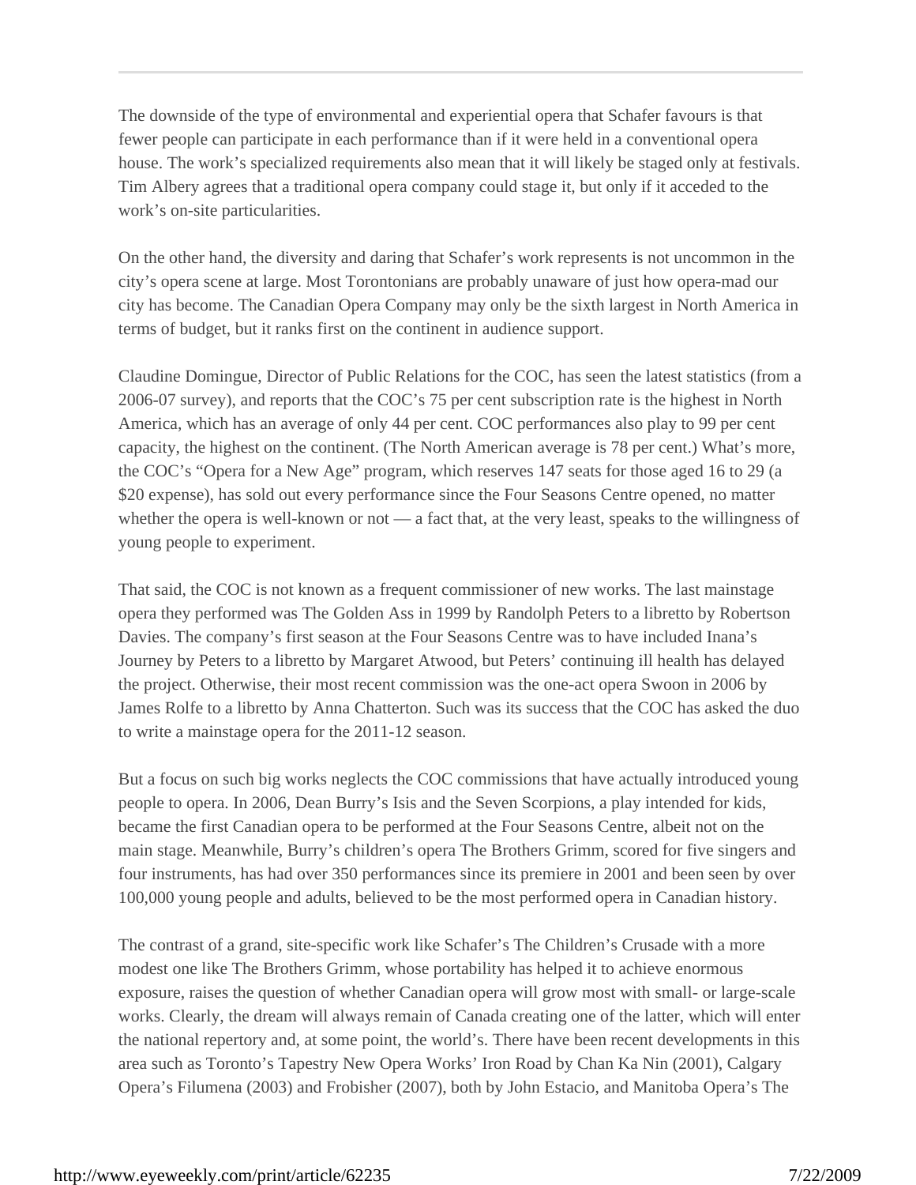The downside of the type of environmental and experiential opera that Schafer favours is that fewer people can participate in each performance than if it were held in a conventional opera house. The work's specialized requirements also mean that it will likely be staged only at festivals. Tim Albery agrees that a traditional opera company could stage it, but only if it acceded to the work's on-site particularities.

On the other hand, the diversity and daring that Schafer's work represents is not uncommon in the city's opera scene at large. Most Torontonians are probably unaware of just how opera-mad our city has become. The Canadian Opera Company may only be the sixth largest in North America in terms of budget, but it ranks first on the continent in audience support.

Claudine Domingue, Director of Public Relations for the COC, has seen the latest statistics (from a 2006-07 survey), and reports that the COC's 75 per cent subscription rate is the highest in North America, which has an average of only 44 per cent. COC performances also play to 99 per cent capacity, the highest on the continent. (The North American average is 78 per cent.) What's more, the COC's "Opera for a New Age" program, which reserves 147 seats for those aged 16 to 29 (a $20 expense), has sold out every performance since the Four Seasons Centre opened, no matter whether the opera is well-known or not — a fact that, at the very least, speaks to the willingness of young people to experiment.

That said, the COC is not known as a frequent commissioner of new works. The last mainstage opera they performed was The Golden Ass in 1999 by Randolph Peters to a libretto by Robertson Davies. The company's first season at the Four Seasons Centre was to have included Inana's Journey by Peters to a libretto by Margaret Atwood, but Peters' continuing ill health has delayed the project. Otherwise, their most recent commission was the one-act opera Swoon in 2006 by James Rolfe to a libretto by Anna Chatterton. Such was its success that the COC has asked the duo to write a mainstage opera for the 2011-12 season.

But a focus on such big works neglects the COC commissions that have actually introduced young people to opera. In 2006, Dean Burry's Isis and the Seven Scorpions, a play intended for kids, became the first Canadian opera to be performed at the Four Seasons Centre, albeit not on the main stage. Meanwhile, Burry's children's opera The Brothers Grimm, scored for five singers and four instruments, has had over 350 performances since its premiere in 2001 and been seen by over 100,000 young people and adults, believed to be the most performed opera in Canadian history.

The contrast of a grand, site-specific work like Schafer's The Children's Crusade with a more modest one like The Brothers Grimm, whose portability has helped it to achieve enormous exposure, raises the question of whether Canadian opera will grow most with small- or large-scale works. Clearly, the dream will always remain of Canada creating one of the latter, which will enter the national repertory and, at some point, the world's. There have been recent developments in this area such as Toronto's Tapestry New Opera Works' Iron Road by Chan Ka Nin (2001), Calgary Opera's Filumena (2003) and Frobisher (2007), both by John Estacio, and Manitoba Opera's The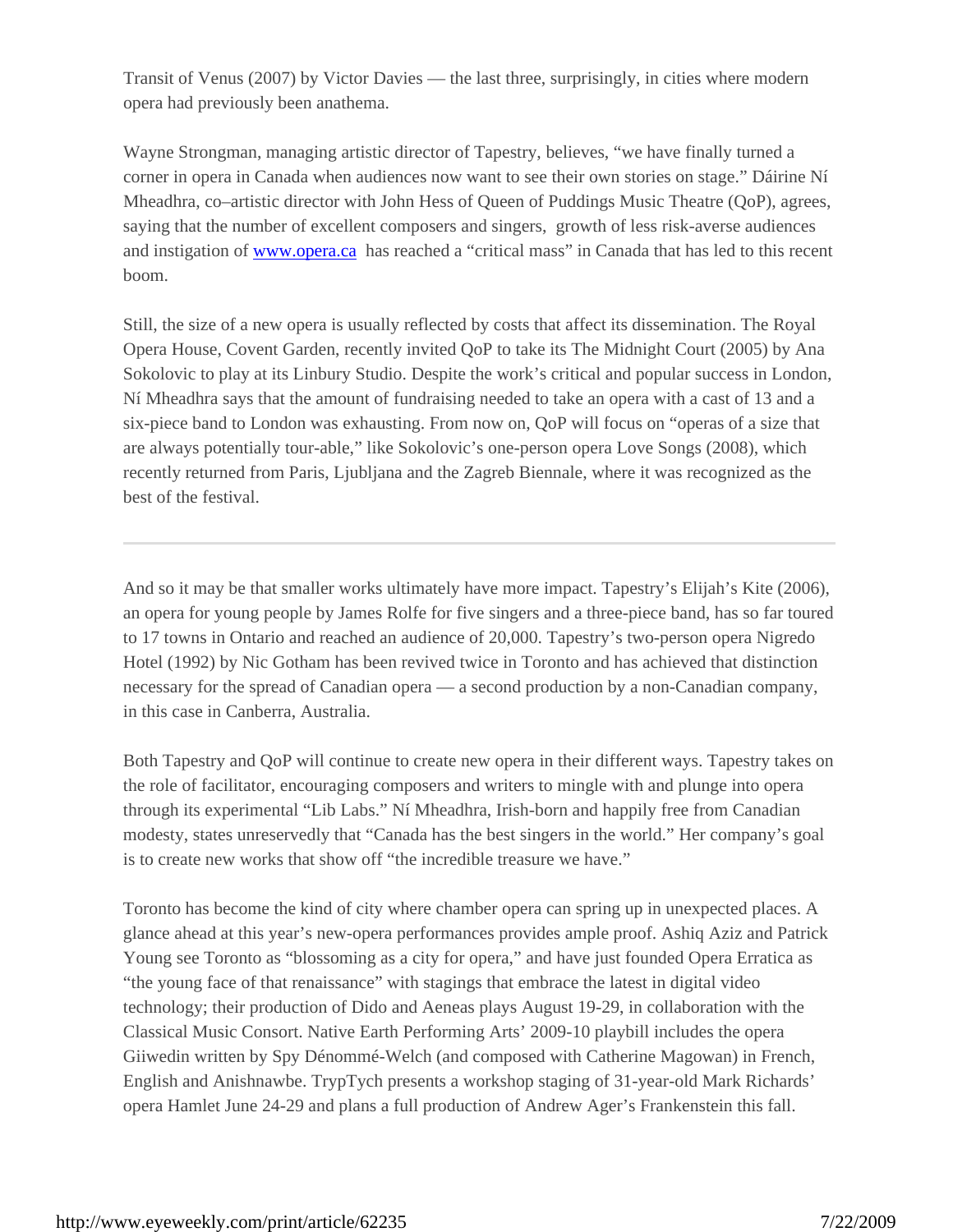Transit of Venus (2007) by Victor Davies — the last three, surprisingly, in cities where modern opera had previously been anathema.

Wayne Strongman, managing artistic director of Tapestry, believes, "we have finally turned a corner in opera in Canada when audiences now want to see their own stories on stage." Dáirine Ní Mheadhra, co–artistic director with John Hess of Queen of Puddings Music Theatre (QoP), agrees, saying that the number of excellent composers and singers, growth of less risk-averse audiences and instigation of [www.opera.ca](http://www.opera.ca) has reached a "critical mass" in Canada that has led to this recent boom.

Still, the size of a new opera is usually reflected by costs that affect its dissemination. The Royal Opera House, Covent Garden, recently invited QoP to take its The Midnight Court (2005) by Ana Sokolovic to play at its Linbury Studio. Despite the work's critical and popular success in London, Ní Mheadhra says that the amount of fundraising needed to take an opera with a cast of 13 and a six-piece band to London was exhausting. From now on, QoP will focus on "operas of a size that are always potentially tour-able," like Sokolovic's one-person opera Love Songs (2008), which recently returned from Paris, Ljubljana and the Zagreb Biennale, where it was recognized as the best of the festival.

---

And so it may be that smaller works ultimately have more impact. Tapestry's Elijah's Kite (2006), an opera for young people by James Rolfe for five singers and a three-piece band, has so far toured to 17 towns in Ontario and reached an audience of 20,000. Tapestry's two-person opera Nigredo Hotel (1992) by Nic Gotham has been revived twice in Toronto and has achieved that distinction necessary for the spread of Canadian opera — a second production by a non-Canadian company, in this case in Canberra, Australia.

Both Tapestry and QoP will continue to create new opera in their different ways. Tapestry takes on the role of facilitator, encouraging composers and writers to mingle with and plunge into opera through its experimental "Lib Labs." Ní Mheadhra, Irish-born and happily free from Canadian modesty, states unreservedly that "Canada has the best singers in the world." Her company's goal is to create new works that show off "the incredible treasure we have."

Toronto has become the kind of city where chamber opera can spring up in unexpected places. A glance ahead at this year's new-opera performances provides ample proof. Ashiq Aziz and Patrick Young see Toronto as "blossoming as a city for opera," and have just founded Opera Erratica as "the young face of that renaissance" with stagings that embrace the latest in digital video technology; their production of Dido and Aeneas plays August 19-29, in collaboration with the Classical Music Consort. Native Earth Performing Arts' 2009-10 playbill includes the opera Giiwedin written by Spy Dénommé-Welch (and composed with Catherine Magowan) in French, English and Anishnawbe. TrypTych presents a workshop staging of 31-year-old Mark Richards' opera Hamlet June 24-29 and plans a full production of Andrew Ager's Frankenstein this fall.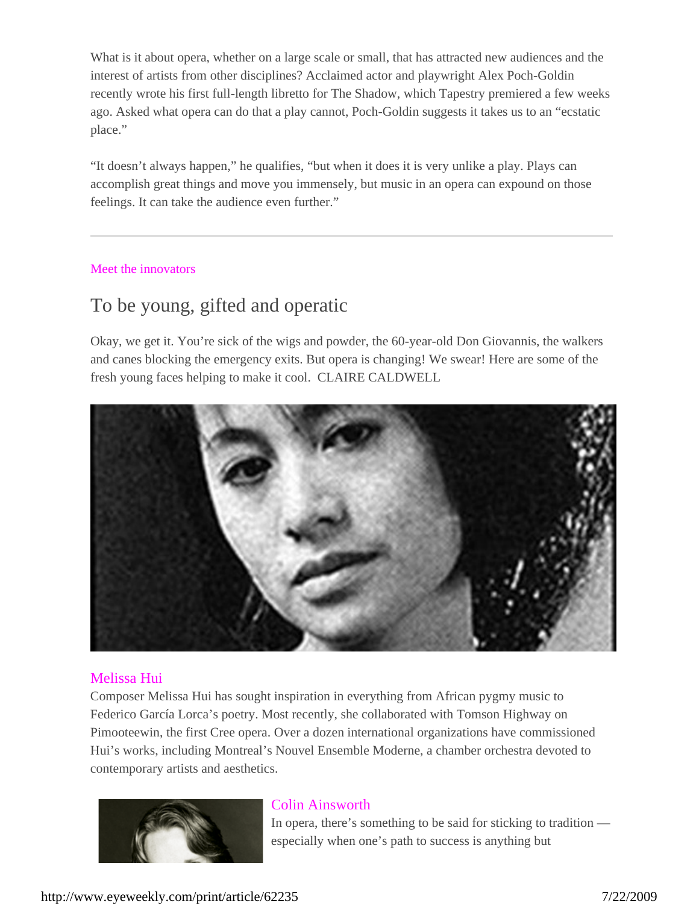What is it about opera, whether on a large scale or small, that has attracted new audiences and the interest of artists from other disciplines? Acclaimed actor and playwright Alex Poch-Goldin recently wrote his first full-length libretto for The Shadow, which Tapestry premiered a few weeks ago. Asked what opera can do that a play cannot, Poch-Goldin suggests it takes us to an “ecstatic place.”

“It doesn’t always happen,” he qualifies, “but when it does it is very unlike a play. Plays can accomplish great things and move you immensely, but music in an opera can expound on those feelings. It can take the audience even further.”

---

Meet the innovators

## To be young, gifted and operatic

Okay, we get it. You’re sick of the wigs and powder, the 60-year-old Don Giovannis, the walkers and canes blocking the emergency exits. But opera is changing! We swear! Here are some of the fresh young faces helping to make it cool. CLAIRE CALDWELL

### Melissa Hui

Composer Melissa Hui has sought inspiration in everything from African pygmy music to Federico García Lorca’s poetry. Most recently, she collaborated with Tomson Highway on Pimooteewin, the first Cree opera. Over a dozen international organizations have commissioned Hui’s works, including Montreal’s Nouvel Ensemble Moderne, a chamber orchestra devoted to contemporary artists and aesthetics.

### Colin Ainsworth

In opera, there’s something to be said for sticking to tradition — especially when one’s path to success is anything but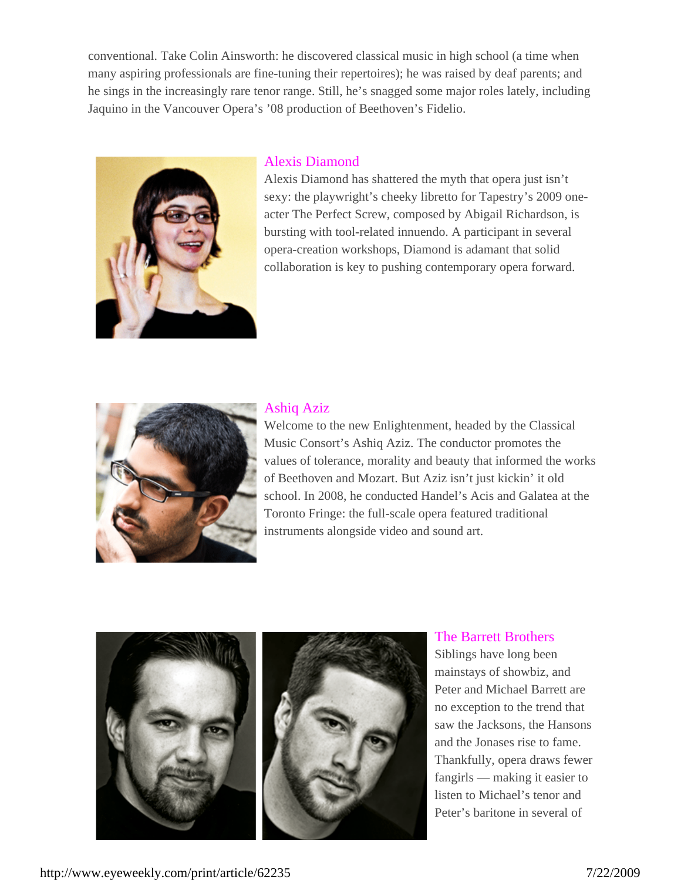conventional. Take Colin Ainsworth: he discovered classical music in high school (a time when many aspiring professionals are fine-tuning their repertoires); he was raised by deaf parents; and he sings in the increasingly rare tenor range. Still, he's snagged some major roles lately, including Jaquino in the Vancouver Opera's '08 production of Beethoven's Fidelio.

### Alexis Diamond

Alexis Diamond has shattered the myth that opera just isn't sexy: the playwright's cheeky libretto for Tapestry's 2009 one-acter The Perfect Screw, composed by Abigail Richardson, is bursting with tool-related innuendo. A participant in several opera-creation workshops, Diamond is adamant that solid collaboration is key to pushing contemporary opera forward.

### Ashiq Aziz

Welcome to the new Enlightenment, headed by the Classical Music Consort's Ashiq Aziz. The conductor promotes the values of tolerance, morality and beauty that informed the works of Beethoven and Mozart. But Aziz isn't just kickin' it old school. In 2008, he conducted Handel's Acis and Galatea at the Toronto Fringe: the full-scale opera featured traditional instruments alongside video and sound art.

### The Barrett Brothers

Siblings have long been mainstays of showbiz, and Peter and Michael Barrett are no exception to the trend that saw the Jacksons, the Hansons and the Jonases rise to fame. Thankfully, opera draws fewer fangirls — making it easier to listen to Michael's tenor and Peter's baritone in several of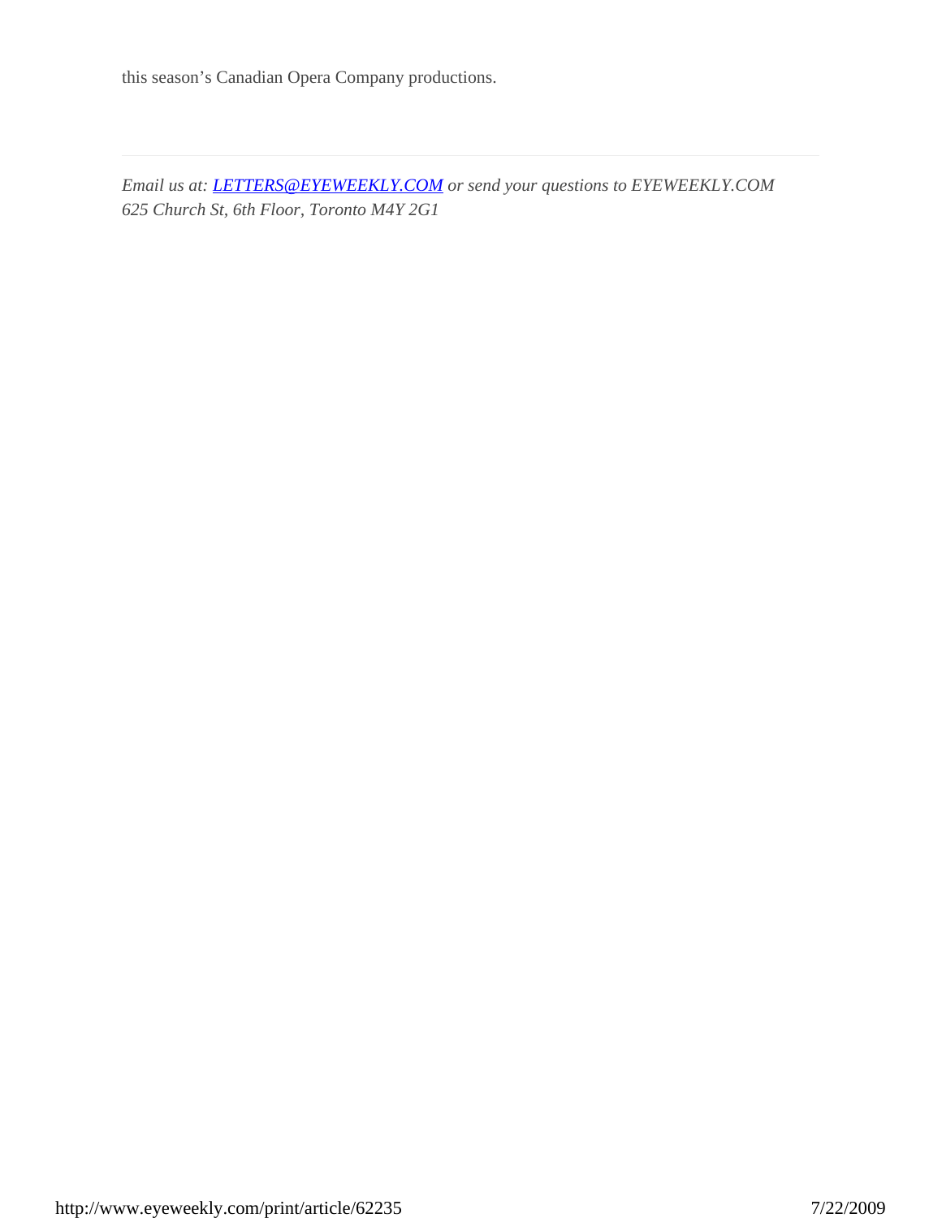this season’s Canadian Opera Company productions.

---

*Email us at: [LETTERS@EYEWEEKLY.COM](mailto:LETTERS@EYEWEEKLY.COM) or send your questions to EYEWEEKLY.COM 625 Church St, 6th Floor, Toronto M4Y 2G1*